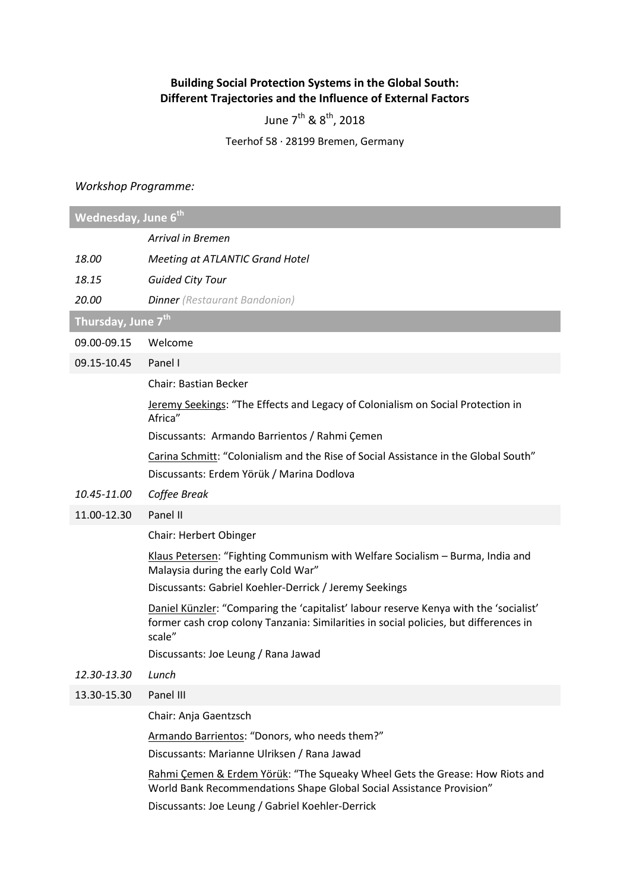**Building Social Protection Systems in the Global South:**
**Different Trajectories and the Influence of External Factors**

June 7th & 8th, 2018

Teerhof 58 · 28199 Bremen, Germany

*Workshop Programme:*

| **Wednesday, June 6th** | |
|---|---|
| | *Arrival in Bremen* |
| *18.00* | *Meeting at ATLANTIC Grand Hotel* |
| *18.15* | *Guided City Tour* |
| *20.00* | ***Dinner** (Restaurant Bandonion)* |
| **Thursday, June 7th** | |
| 09.00-09.15 | Welcome |
| 09.15-10.45 | Panel I |
| | Chair: Bastian Becker |
| | Jeremy Seekings: "The Effects and Legacy of Colonialism on Social Protection in Africa" |
| | Discussants: Armando Barrientos / Rahmi Çemen |
| | Carina Schmitt: "Colonialism and the Rise of Social Assistance in the Global South" |
| | Discussants: Erdem Yörük / Marina Dodlova |
| *10.45-11.00* | *Coffee Break* |
| 11.00-12.30 | Panel II |
| | Chair: Herbert Obinger |
| | Klaus Petersen: "Fighting Communism with Welfare Socialism – Burma, India and Malaysia during the early Cold War" |
| | Discussants: Gabriel Koehler-Derrick / Jeremy Seekings |
| | Daniel Künzler: "Comparing the 'capitalist' labour reserve Kenya with the 'socialist' former cash crop colony Tanzania: Similarities in social policies, but differences in scale" |
| | Discussants: Joe Leung / Rana Jawad |
| *12.30-13.30* | *Lunch* |
| 13.30-15.30 | Panel III |
| | Chair: Anja Gaentzsch |
| | Armando Barrientos: "Donors, who needs them?" |
| | Discussants: Marianne Ulriksen / Rana Jawad |
| | Rahmi Çemen & Erdem Yörük: "The Squeaky Wheel Gets the Grease: How Riots and World Bank Recommendations Shape Global Social Assistance Provision" |
| | Discussants: Joe Leung / Gabriel Koehler-Derrick |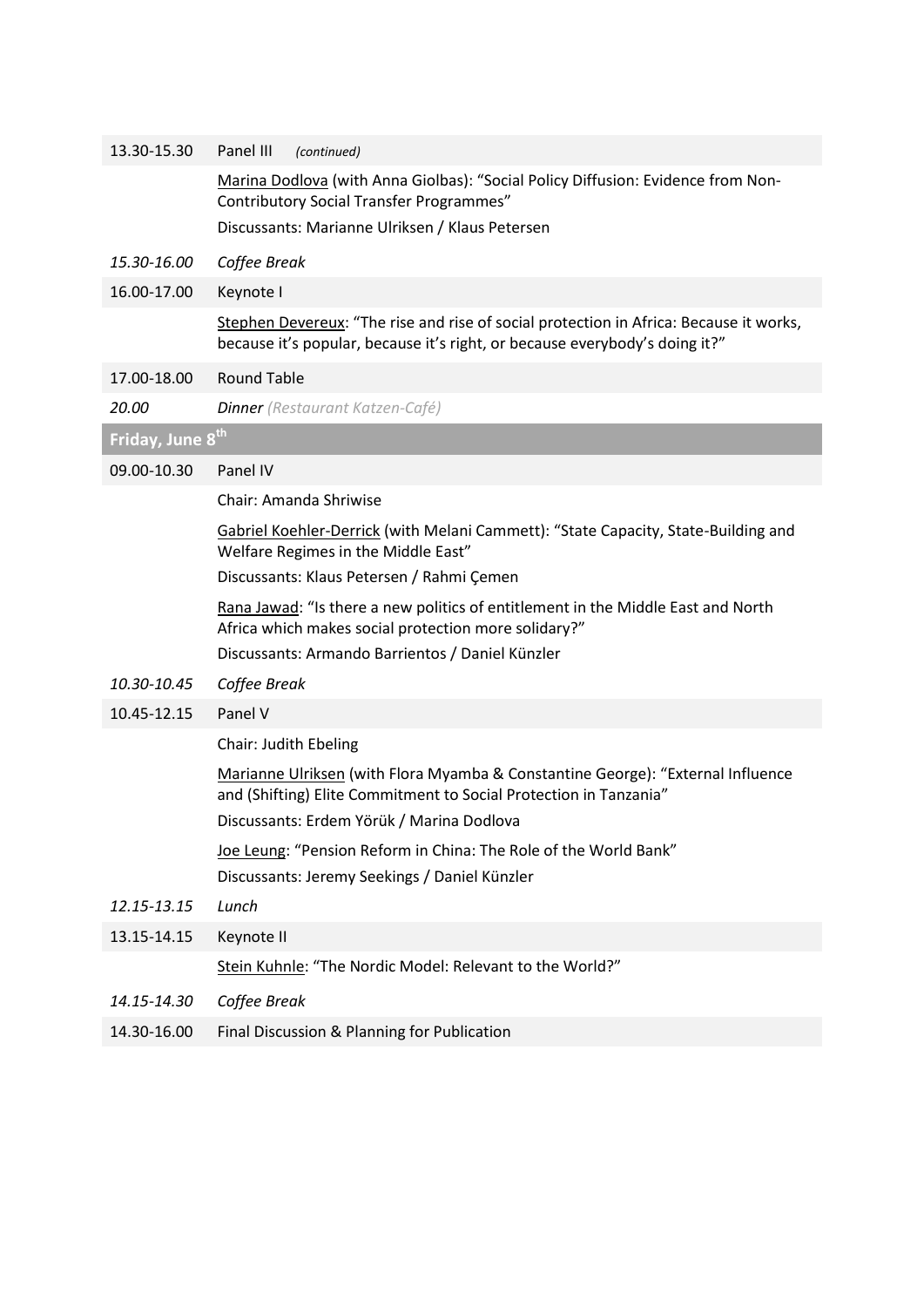| | |
|---|---|
| 13.30-15.30 | Panel III *(continued)* |
| | Marina Dodlova (with Anna Giolbas): "Social Policy Diffusion: Evidence from Non-Contributory Social Transfer Programmes"<br>Discussants: Marianne Ulriksen / Klaus Petersen |
| *15.30-16.00* | *Coffee Break* |
| 16.00-17.00 | Keynote I |
| | Stephen Devereux: "The rise and rise of social protection in Africa: Because it works, because it's popular, because it's right, or because everybody's doing it?" |
| 17.00-18.00 | Round Table |
| *20.00* | ***Dinner*** *(Restaurant Katzen-Café)* |

## Friday, June 8th

| | |
|---|---|
| 09.00-10.30 | Panel IV |
| | Chair: Amanda Shriwise |
| | Gabriel Koehler-Derrick (with Melani Cammett): "State Capacity, State-Building and Welfare Regimes in the Middle East"<br>Discussants: Klaus Petersen / Rahmi Çemen |
| | Rana Jawad: "Is there a new politics of entitlement in the Middle East and North Africa which makes social protection more solidary?"<br>Discussants: Armando Barrientos / Daniel Künzler |
| *10.30-10.45* | *Coffee Break* |
| 10.45-12.15 | Panel V |
| | Chair: Judith Ebeling |
| | Marianne Ulriksen (with Flora Myamba & Constantine George): "External Influence and (Shifting) Elite Commitment to Social Protection in Tanzania"<br>Discussants: Erdem Yörük / Marina Dodlova |
| | Joe Leung: "Pension Reform in China: The Role of the World Bank"<br>Discussants: Jeremy Seekings / Daniel Künzler |
| *12.15-13.15* | *Lunch* |
| 13.15-14.15 | Keynote II |
| | Stein Kuhnle: "The Nordic Model: Relevant to the World?" |
| *14.15-14.30* | *Coffee Break* |
| 14.30-16.00 | Final Discussion & Planning for Publication |